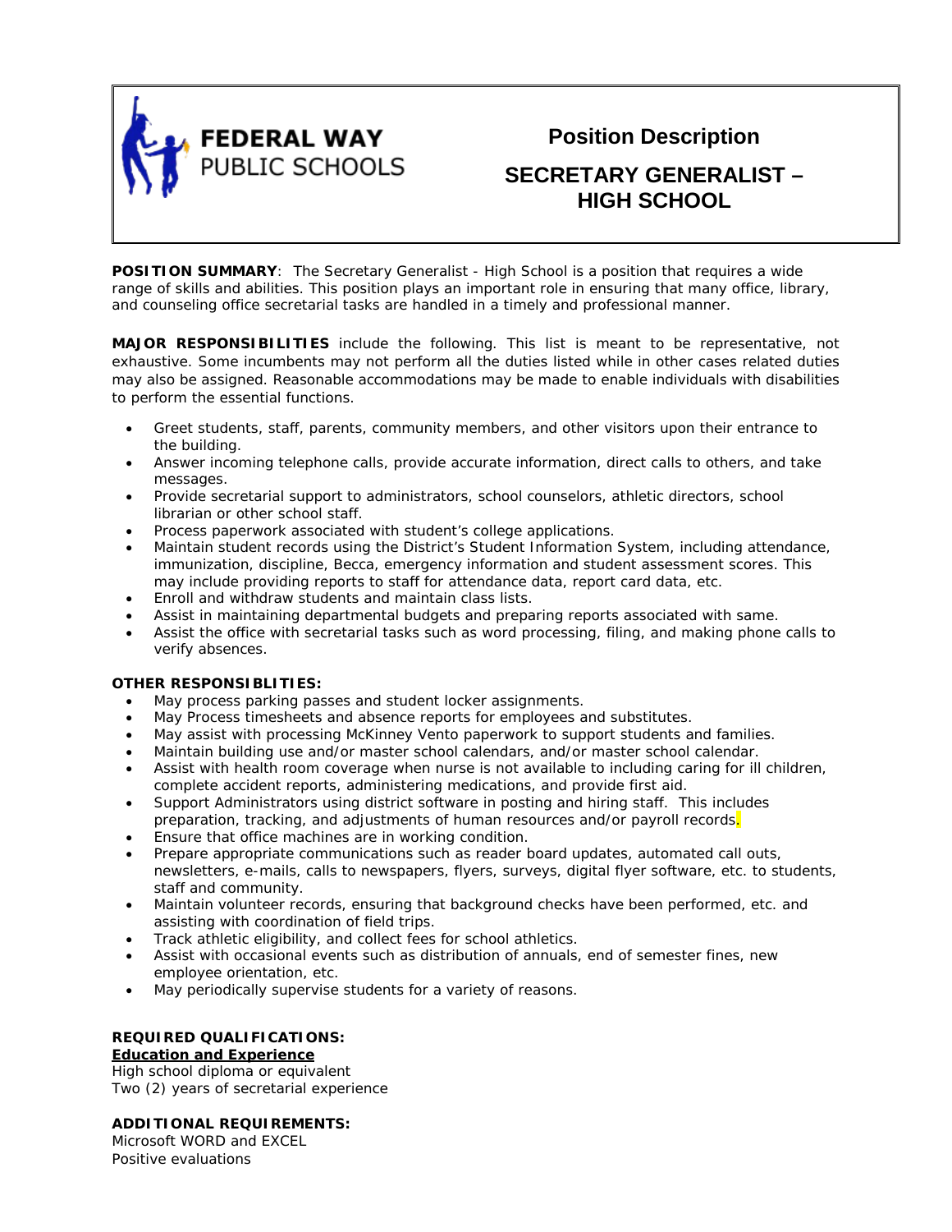**FEDERAL WAY PUBLIC SCHOOLS**

# Position Description

## SECRETARY GENERALIST – HIGH SCHOOL

**POSITION SUMMARY**: The Secretary Generalist - High School is a position that requires a wide range of skills and abilities. This position plays an important role in ensuring that many office, library, and counseling office secretarial tasks are handled in a timely and professional manner.

**MAJOR RESPONSIBILITIES** include the following. This list is meant to be representative, not exhaustive. Some incumbents may not perform all the duties listed while in other cases related duties may also be assigned. Reasonable accommodations may be made to enable individuals with disabilities to perform the essential functions.

- Greet students, staff, parents, community members, and other visitors upon their entrance to the building.
- Answer incoming telephone calls, provide accurate information, direct calls to others, and take messages.
- Provide secretarial support to administrators, school counselors, athletic directors, school librarian or other school staff.
- Process paperwork associated with student's college applications.
- Maintain student records using the District's Student Information System, including attendance, immunization, discipline, Becca, emergency information and student assessment scores. This may include providing reports to staff for attendance data, report card data, etc.
- Enroll and withdraw students and maintain class lists.
- Assist in maintaining departmental budgets and preparing reports associated with same.
- Assist the office with secretarial tasks such as word processing, filing, and making phone calls to verify absences.

**OTHER RESPONSIBLITIES:**

- May process parking passes and student locker assignments.
- May Process timesheets and absence reports for employees and substitutes.
- May assist with processing McKinney Vento paperwork to support students and families.
- Maintain building use and/or master school calendars, and/or master school calendar.
- Assist with health room coverage when nurse is not available to including caring for ill children, complete accident reports, administering medications, and provide first aid.
- Support Administrators using district software in posting and hiring staff. This includes preparation, tracking, and adjustments of human resources and/or payroll records.
- Ensure that office machines are in working condition.
- Prepare appropriate communications such as reader board updates, automated call outs, newsletters, e-mails, calls to newspapers, flyers, surveys, digital flyer software, etc. to students, staff and community.
- Maintain volunteer records, ensuring that background checks have been performed, etc. and assisting with coordination of field trips.
- Track athletic eligibility, and collect fees for school athletics.
- Assist with occasional events such as distribution of annuals, end of semester fines, new employee orientation, etc.
- May periodically supervise students for a variety of reasons.

**REQUIRED QUALIFICATIONS:**

**Education and Experience**

High school diploma or equivalent
Two (2) years of secretarial experience

**ADDITIONAL REQUIREMENTS:**

Microsoft WORD and EXCEL
Positive evaluations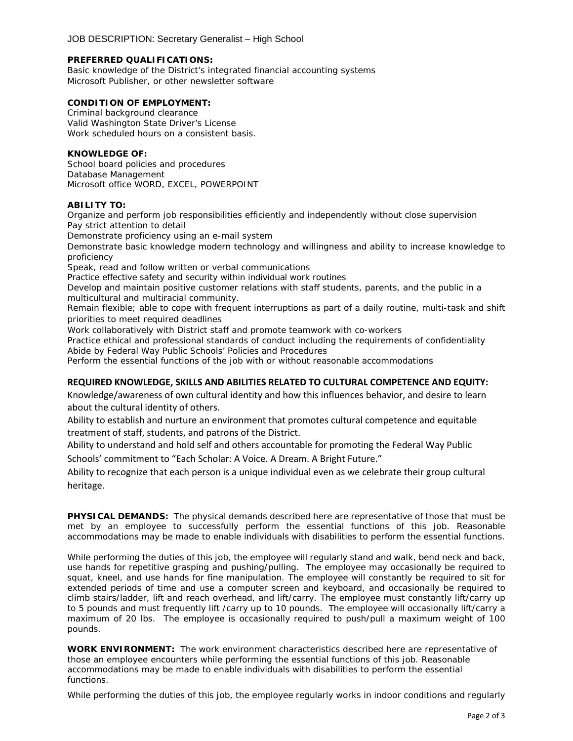**PREFERRED QUALIFICATIONS:**
Basic knowledge of the District's integrated financial accounting systems
Microsoft Publisher, or other newsletter software

**CONDITION OF EMPLOYMENT:**
Criminal background clearance
Valid Washington State Driver's License
Work scheduled hours on a consistent basis.

**KNOWLEDGE OF:**
School board policies and procedures
Database Management
Microsoft office WORD, EXCEL, POWERPOINT

**ABILITY TO:**
Organize and perform job responsibilities efficiently and independently without close supervision
Pay strict attention to detail
Demonstrate proficiency using an e-mail system
Demonstrate basic knowledge modern technology and willingness and ability to increase knowledge to proficiency
Speak, read and follow written or verbal communications
Practice effective safety and security within individual work routines
Develop and maintain positive customer relations with staff students, parents, and the public in a multicultural and multiracial community.
Remain flexible; able to cope with frequent interruptions as part of a daily routine, multi-task and shift priorities to meet required deadlines
Work collaboratively with District staff and promote teamwork with co-workers
Practice ethical and professional standards of conduct including the requirements of confidentiality
Abide by Federal Way Public Schools' Policies and Procedures
Perform the essential functions of the job with or without reasonable accommodations

**REQUIRED KNOWLEDGE, SKILLS AND ABILITIES RELATED TO CULTURAL COMPETENCE AND EQUITY:**
Knowledge/awareness of own cultural identity and how this influences behavior, and desire to learn about the cultural identity of others.
Ability to establish and nurture an environment that promotes cultural competence and equitable treatment of staff, students, and patrons of the District.
Ability to understand and hold self and others accountable for promoting the Federal Way Public Schools' commitment to "Each Scholar: A Voice. A Dream. A Bright Future."
Ability to recognize that each person is a unique individual even as we celebrate their group cultural heritage.

**PHYSICAL DEMANDS:** The physical demands described here are representative of those that must be met by an employee to successfully perform the essential functions of this job. Reasonable accommodations may be made to enable individuals with disabilities to perform the essential functions.

While performing the duties of this job, the employee will regularly stand and walk, bend neck and back, use hands for repetitive grasping and pushing/pulling. The employee may occasionally be required to squat, kneel, and use hands for fine manipulation. The employee will constantly be required to sit for extended periods of time and use a computer screen and keyboard, and occasionally be required to climb stairs/ladder, lift and reach overhead, and lift/carry. The employee must constantly lift/carry up to 5 pounds and must frequently lift /carry up to 10 pounds. The employee will occasionally lift/carry a maximum of 20 lbs. The employee is occasionally required to push/pull a maximum weight of 100 pounds.

**WORK ENVIRONMENT:** The work environment characteristics described here are representative of those an employee encounters while performing the essential functions of this job. Reasonable accommodations may be made to enable individuals with disabilities to perform the essential functions.

While performing the duties of this job, the employee regularly works in indoor conditions and regularly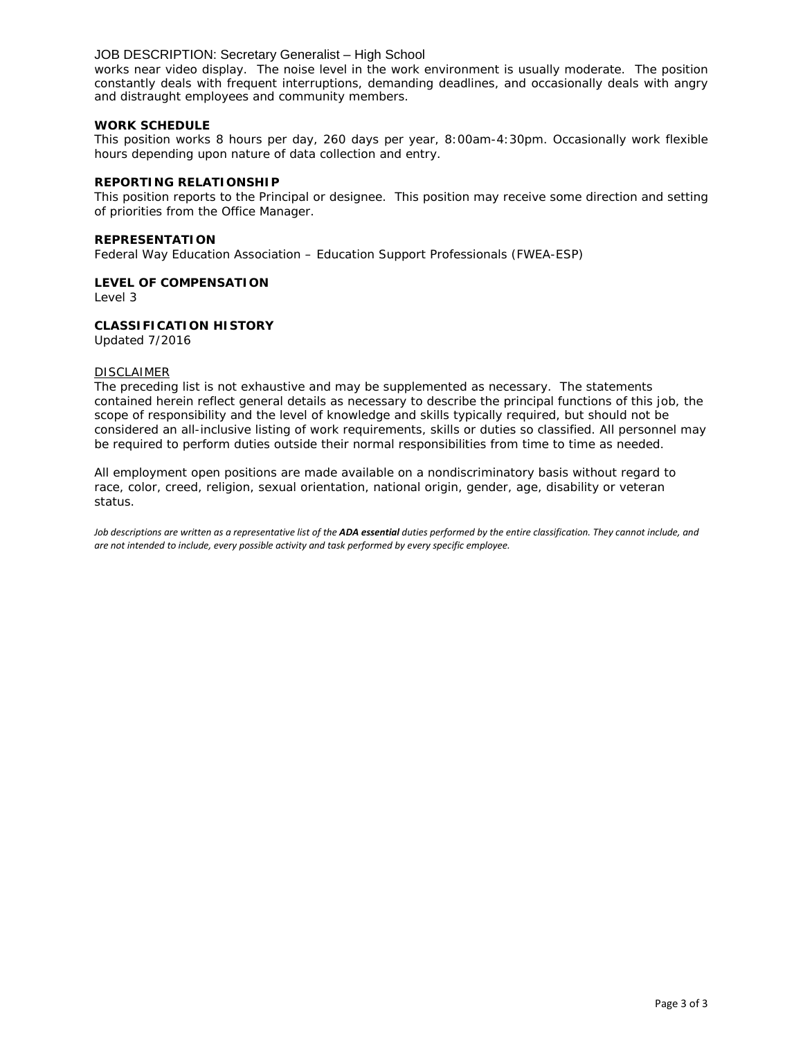works near video display. The noise level in the work environment is usually moderate. The position constantly deals with frequent interruptions, demanding deadlines, and occasionally deals with angry and distraught employees and community members.

**WORK SCHEDULE**

This position works 8 hours per day, 260 days per year, 8:00am-4:30pm. Occasionally work flexible hours depending upon nature of data collection and entry.

**REPORTING RELATIONSHIP**

This position reports to the Principal or designee. This position may receive some direction and setting of priorities from the Office Manager.

**REPRESENTATION**

Federal Way Education Association – Education Support Professionals (FWEA-ESP)

**LEVEL OF COMPENSATION**

Level 3

**CLASSIFICATION HISTORY**

Updated 7/2016

DISCLAIMER

The preceding list is not exhaustive and may be supplemented as necessary. The statements contained herein reflect general details as necessary to describe the principal functions of this job, the scope of responsibility and the level of knowledge and skills typically required, but should not be considered an all-inclusive listing of work requirements, skills or duties so classified. All personnel may be required to perform duties outside their normal responsibilities from time to time as needed.

All employment open positions are made available on a nondiscriminatory basis without regard to race, color, creed, religion, sexual orientation, national origin, gender, age, disability or veteran status.

*Job descriptions are written as a representative list of the **ADA essential** duties performed by the entire classification. They cannot include, and are not intended to include, every possible activity and task performed by every specific employee.*